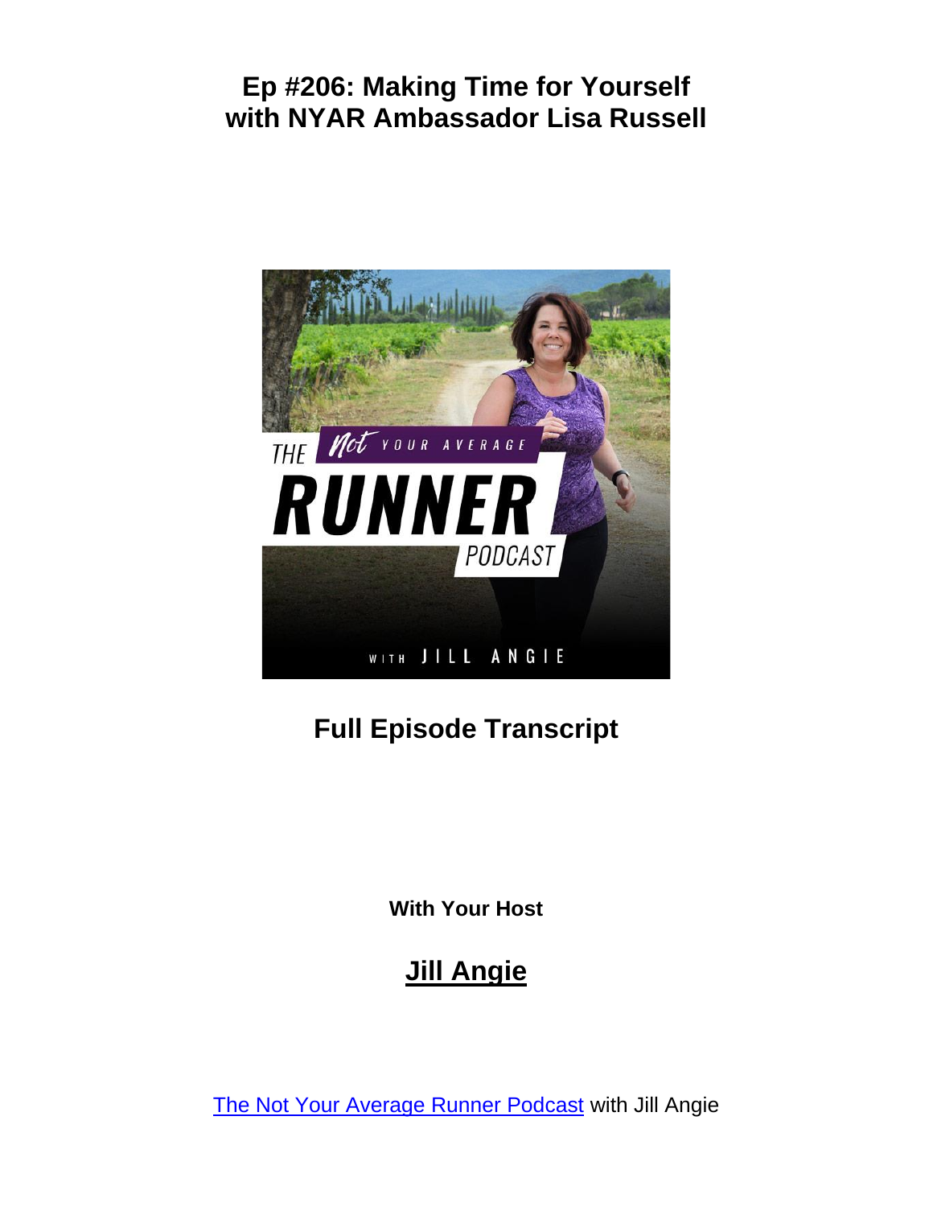# Ep #206: Making Time for Yourself with NYAR Ambassador Lisa Russell

## Full Episode Transcript

**With Your Host**

## Jill Angie

[The Not Your Average Runner Podcast](#) with Jill Angie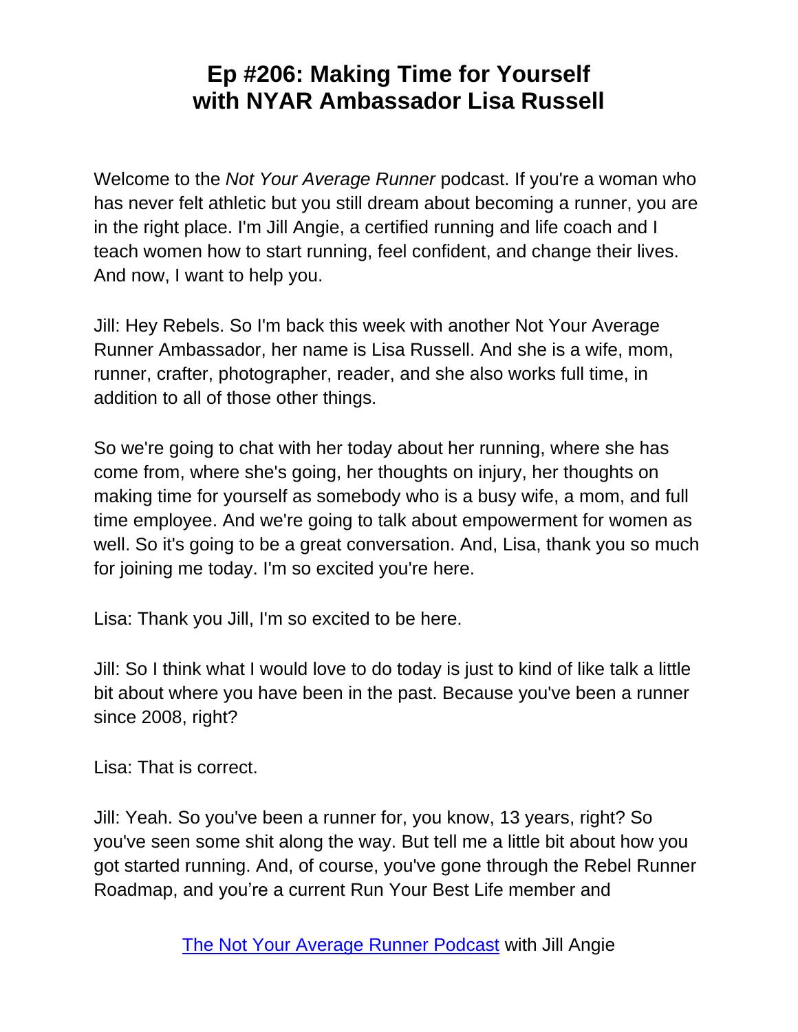# Ep #206: Making Time for Yourself with NYAR Ambassador Lisa Russell

Welcome to the *Not Your Average Runner* podcast. If you're a woman who has never felt athletic but you still dream about becoming a runner, you are in the right place. I'm Jill Angie, a certified running and life coach and I teach women how to start running, feel confident, and change their lives. And now, I want to help you.

Jill: Hey Rebels. So I'm back this week with another Not Your Average Runner Ambassador, her name is Lisa Russell. And she is a wife, mom, runner, crafter, photographer, reader, and she also works full time, in addition to all of those other things.

So we're going to chat with her today about her running, where she has come from, where she's going, her thoughts on injury, her thoughts on making time for yourself as somebody who is a busy wife, a mom, and full time employee. And we're going to talk about empowerment for women as well. So it's going to be a great conversation. And, Lisa, thank you so much for joining me today. I'm so excited you're here.

Lisa: Thank you Jill, I'm so excited to be here.

Jill: So I think what I would love to do today is just to kind of like talk a little bit about where you have been in the past. Because you've been a runner since 2008, right?

Lisa: That is correct.

Jill: Yeah. So you've been a runner for, you know, 13 years, right? So you've seen some shit along the way. But tell me a little bit about how you got started running. And, of course, you've gone through the Rebel Runner Roadmap, and you're a current Run Your Best Life member and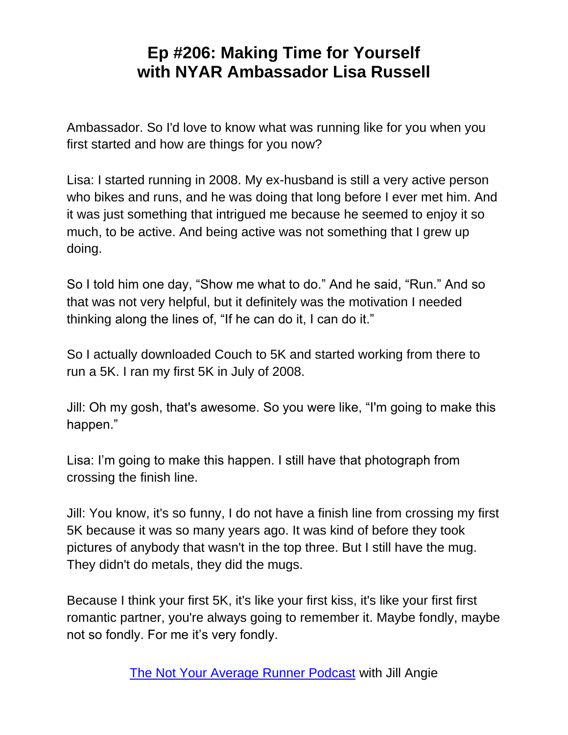Ambassador. So I'd love to know what was running like for you when you first started and how are things for you now?

Lisa: I started running in 2008. My ex-husband is still a very active person who bikes and runs, and he was doing that long before I ever met him. And it was just something that intrigued me because he seemed to enjoy it so much, to be active. And being active was not something that I grew up doing.

So I told him one day, “Show me what to do.” And he said, “Run.” And so that was not very helpful, but it definitely was the motivation I needed thinking along the lines of, “If he can do it, I can do it.”

So I actually downloaded Couch to 5K and started working from there to run a 5K. I ran my first 5K in July of 2008.

Jill: Oh my gosh, that's awesome. So you were like, “I'm going to make this happen.”

Lisa: I’m going to make this happen. I still have that photograph from crossing the finish line.

Jill: You know, it's so funny, I do not have a finish line from crossing my first 5K because it was so many years ago. It was kind of before they took pictures of anybody that wasn't in the top three. But I still have the mug. They didn't do metals, they did the mugs.

Because I think your first 5K, it's like your first kiss, it's like your first first romantic partner, you're always going to remember it. Maybe fondly, maybe not so fondly. For me it’s very fondly.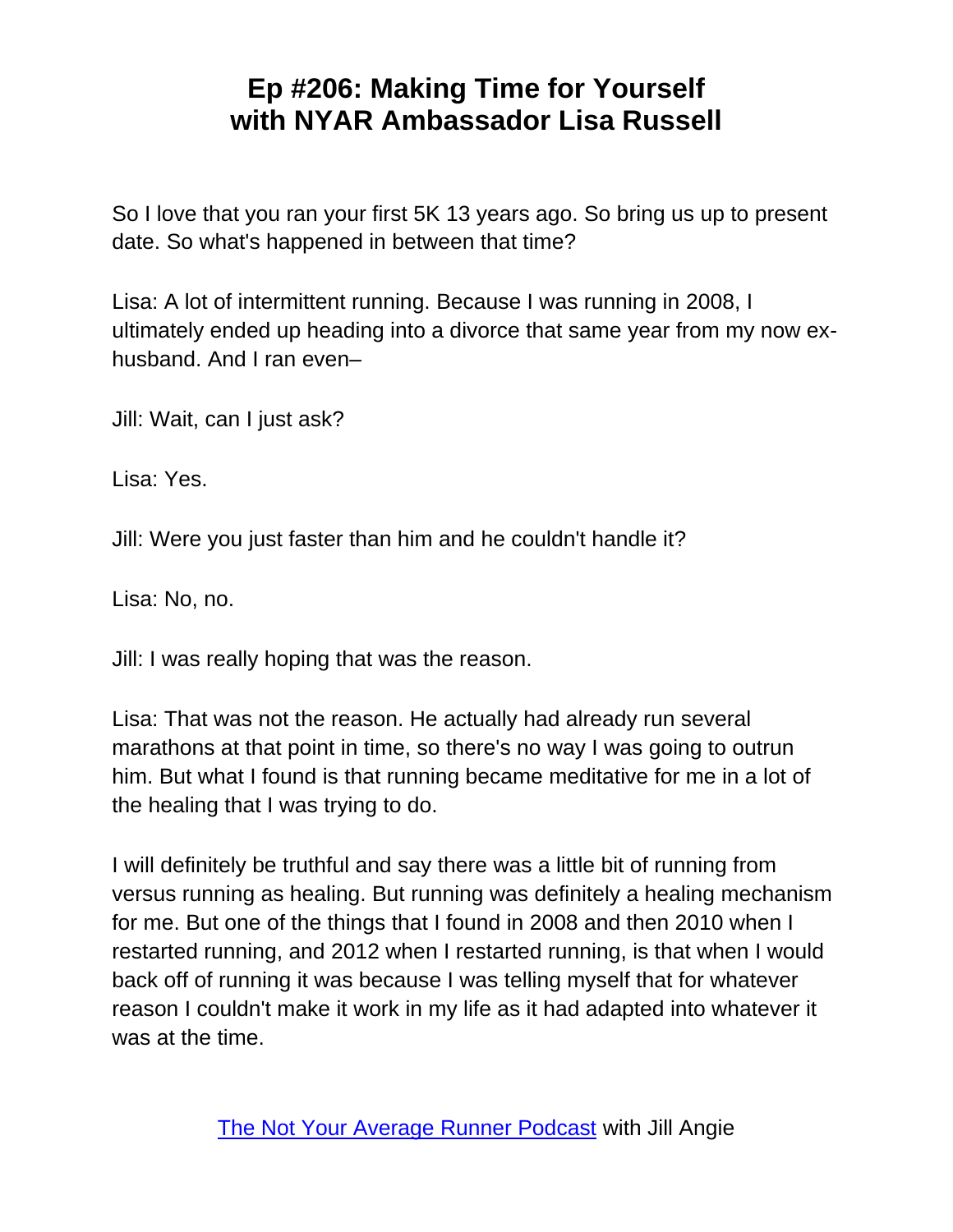So I love that you ran your first 5K 13 years ago. So bring us up to present date. So what's happened in between that time?

Lisa: A lot of intermittent running. Because I was running in 2008, I ultimately ended up heading into a divorce that same year from my now ex-husband. And I ran even–

Jill: Wait, can I just ask?

Lisa: Yes.

Jill: Were you just faster than him and he couldn't handle it?

Lisa: No, no.

Jill: I was really hoping that was the reason.

Lisa: That was not the reason. He actually had already run several marathons at that point in time, so there's no way I was going to outrun him. But what I found is that running became meditative for me in a lot of the healing that I was trying to do.

I will definitely be truthful and say there was a little bit of running from versus running as healing. But running was definitely a healing mechanism for me. But one of the things that I found in 2008 and then 2010 when I restarted running, and 2012 when I restarted running, is that when I would back off of running it was because I was telling myself that for whatever reason I couldn't make it work in my life as it had adapted into whatever it was at the time.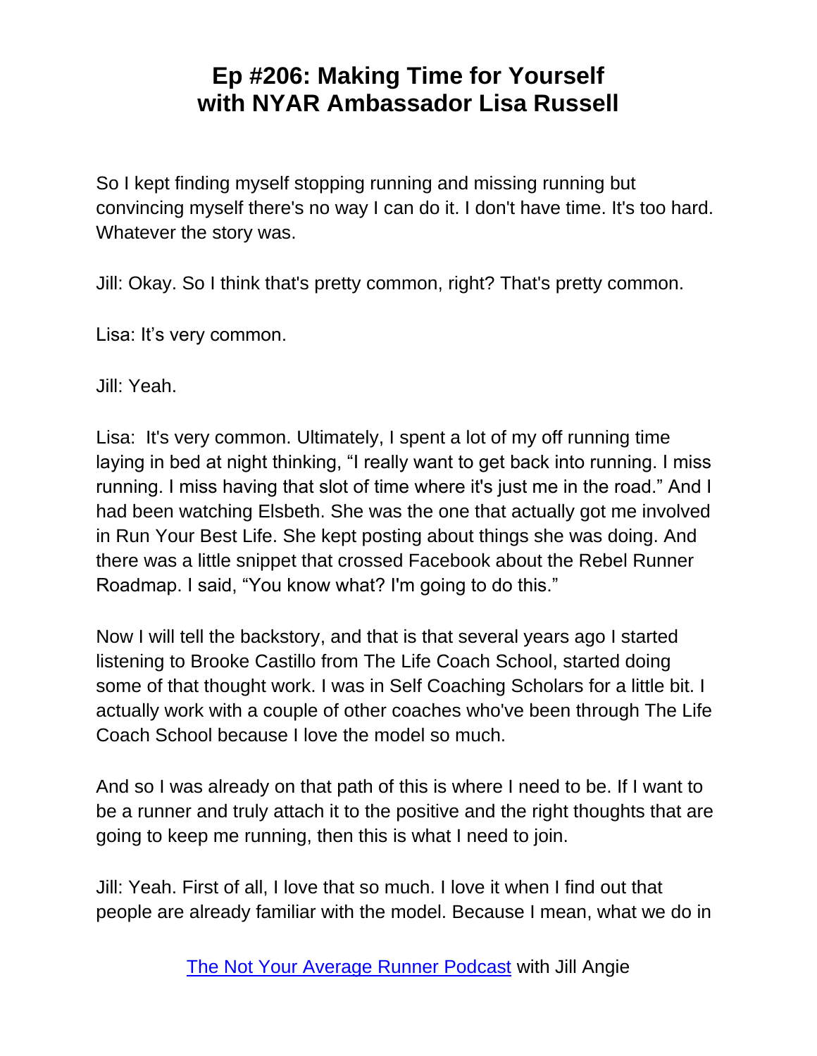So I kept finding myself stopping running and missing running but convincing myself there's no way I can do it. I don't have time. It's too hard. Whatever the story was.

Jill: Okay. So I think that's pretty common, right? That's pretty common.

Lisa: It’s very common.

Jill: Yeah.

Lisa: It's very common. Ultimately, I spent a lot of my off running time laying in bed at night thinking, “I really want to get back into running. I miss running. I miss having that slot of time where it's just me in the road.” And I had been watching Elsbeth. She was the one that actually got me involved in Run Your Best Life. She kept posting about things she was doing. And there was a little snippet that crossed Facebook about the Rebel Runner Roadmap. I said, “You know what? I'm going to do this.”

Now I will tell the backstory, and that is that several years ago I started listening to Brooke Castillo from The Life Coach School, started doing some of that thought work. I was in Self Coaching Scholars for a little bit. I actually work with a couple of other coaches who've been through The Life Coach School because I love the model so much.

And so I was already on that path of this is where I need to be. If I want to be a runner and truly attach it to the positive and the right thoughts that are going to keep me running, then this is what I need to join.

Jill: Yeah. First of all, I love that so much. I love it when I find out that people are already familiar with the model. Because I mean, what we do in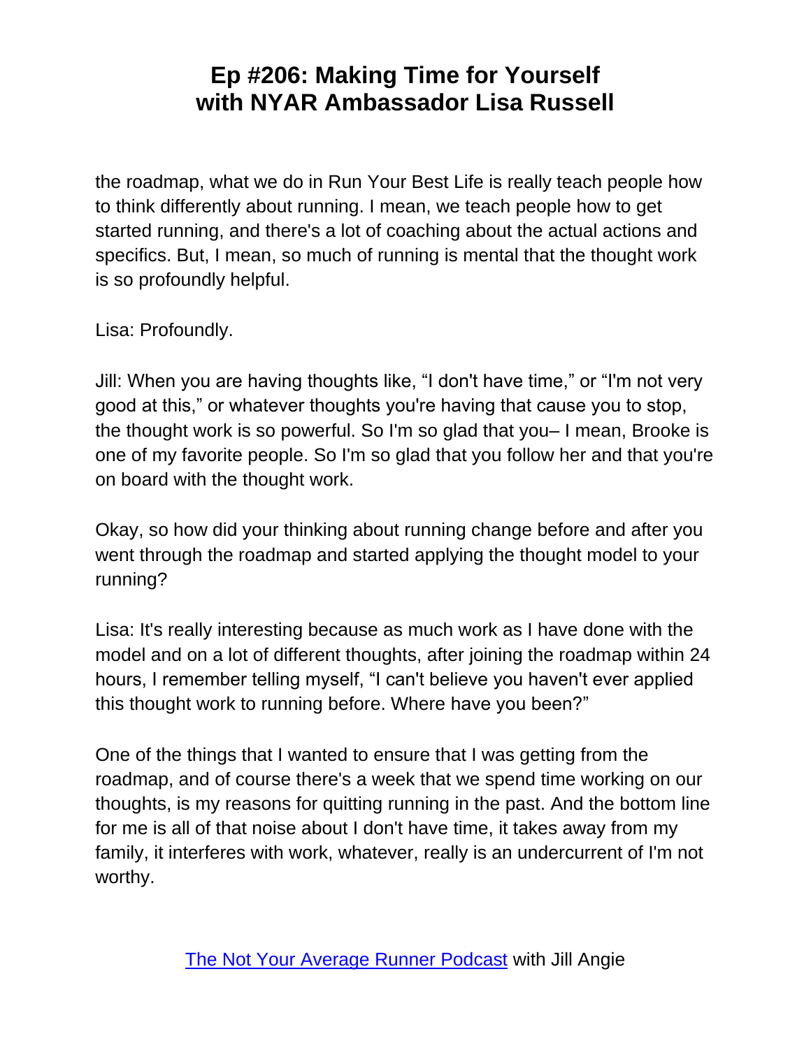the roadmap, what we do in Run Your Best Life is really teach people how to think differently about running. I mean, we teach people how to get started running, and there's a lot of coaching about the actual actions and specifics. But, I mean, so much of running is mental that the thought work is so profoundly helpful.

Lisa: Profoundly.

Jill: When you are having thoughts like, “I don't have time,” or “I'm not very good at this,” or whatever thoughts you're having that cause you to stop, the thought work is so powerful. So I'm so glad that you– I mean, Brooke is one of my favorite people. So I'm so glad that you follow her and that you're on board with the thought work.

Okay, so how did your thinking about running change before and after you went through the roadmap and started applying the thought model to your running?

Lisa: It's really interesting because as much work as I have done with the model and on a lot of different thoughts, after joining the roadmap within 24 hours, I remember telling myself, “I can't believe you haven't ever applied this thought work to running before. Where have you been?”

One of the things that I wanted to ensure that I was getting from the roadmap, and of course there's a week that we spend time working on our thoughts, is my reasons for quitting running in the past. And the bottom line for me is all of that noise about I don't have time, it takes away from my family, it interferes with work, whatever, really is an undercurrent of I'm not worthy.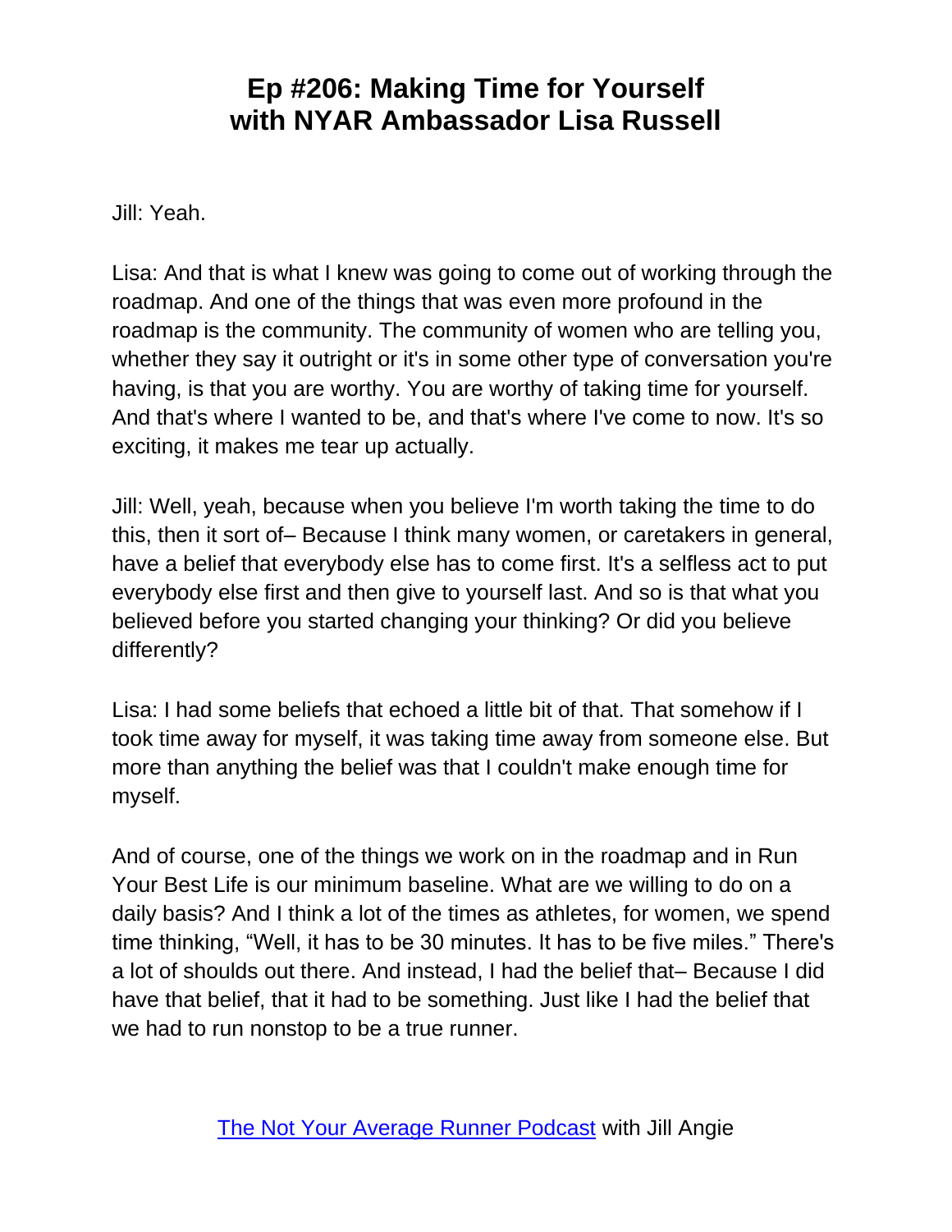Jill: Yeah.

Lisa: And that is what I knew was going to come out of working through the roadmap. And one of the things that was even more profound in the roadmap is the community. The community of women who are telling you, whether they say it outright or it's in some other type of conversation you're having, is that you are worthy. You are worthy of taking time for yourself. And that's where I wanted to be, and that's where I've come to now. It's so exciting, it makes me tear up actually.

Jill: Well, yeah, because when you believe I'm worth taking the time to do this, then it sort of– Because I think many women, or caretakers in general, have a belief that everybody else has to come first. It's a selfless act to put everybody else first and then give to yourself last. And so is that what you believed before you started changing your thinking? Or did you believe differently?

Lisa: I had some beliefs that echoed a little bit of that. That somehow if I took time away for myself, it was taking time away from someone else. But more than anything the belief was that I couldn't make enough time for myself.

And of course, one of the things we work on in the roadmap and in Run Your Best Life is our minimum baseline. What are we willing to do on a daily basis? And I think a lot of the times as athletes, for women, we spend time thinking, "Well, it has to be 30 minutes. It has to be five miles." There's a lot of shoulds out there. And instead, I had the belief that– Because I did have that belief, that it had to be something. Just like I had the belief that we had to run nonstop to be a true runner.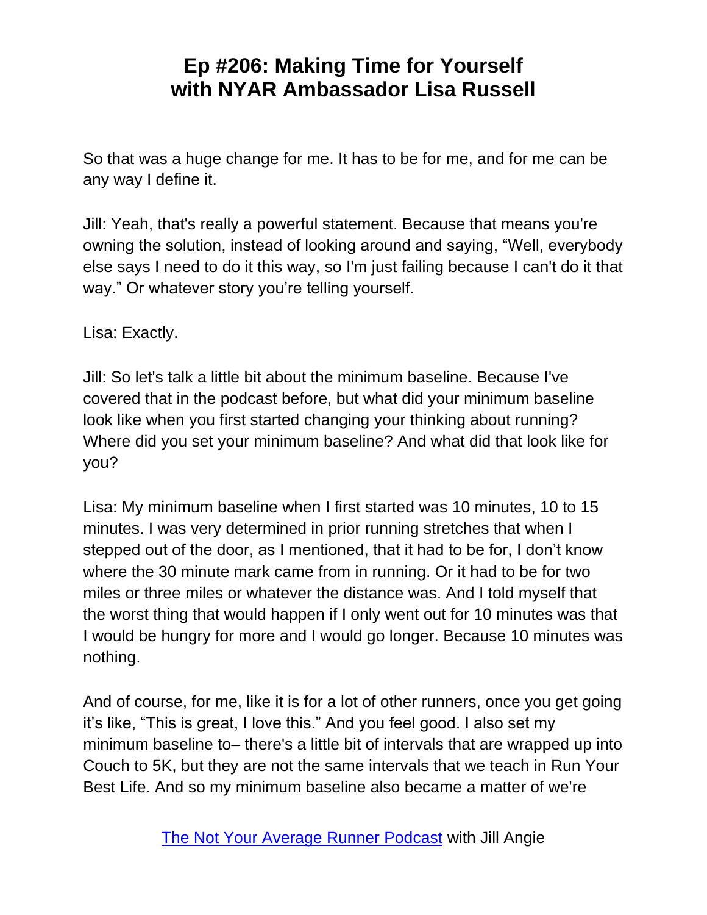So that was a huge change for me. It has to be for me, and for me can be any way I define it.

Jill: Yeah, that's really a powerful statement. Because that means you're owning the solution, instead of looking around and saying, "Well, everybody else says I need to do it this way, so I'm just failing because I can't do it that way." Or whatever story you're telling yourself.

Lisa: Exactly.

Jill: So let's talk a little bit about the minimum baseline. Because I've covered that in the podcast before, but what did your minimum baseline look like when you first started changing your thinking about running? Where did you set your minimum baseline? And what did that look like for you?

Lisa: My minimum baseline when I first started was 10 minutes, 10 to 15 minutes. I was very determined in prior running stretches that when I stepped out of the door, as I mentioned, that it had to be for, I don't know where the 30 minute mark came from in running. Or it had to be for two miles or three miles or whatever the distance was. And I told myself that the worst thing that would happen if I only went out for 10 minutes was that I would be hungry for more and I would go longer. Because 10 minutes was nothing.

And of course, for me, like it is for a lot of other runners, once you get going it's like, "This is great, I love this." And you feel good. I also set my minimum baseline to– there's a little bit of intervals that are wrapped up into Couch to 5K, but they are not the same intervals that we teach in Run Your Best Life. And so my minimum baseline also became a matter of we're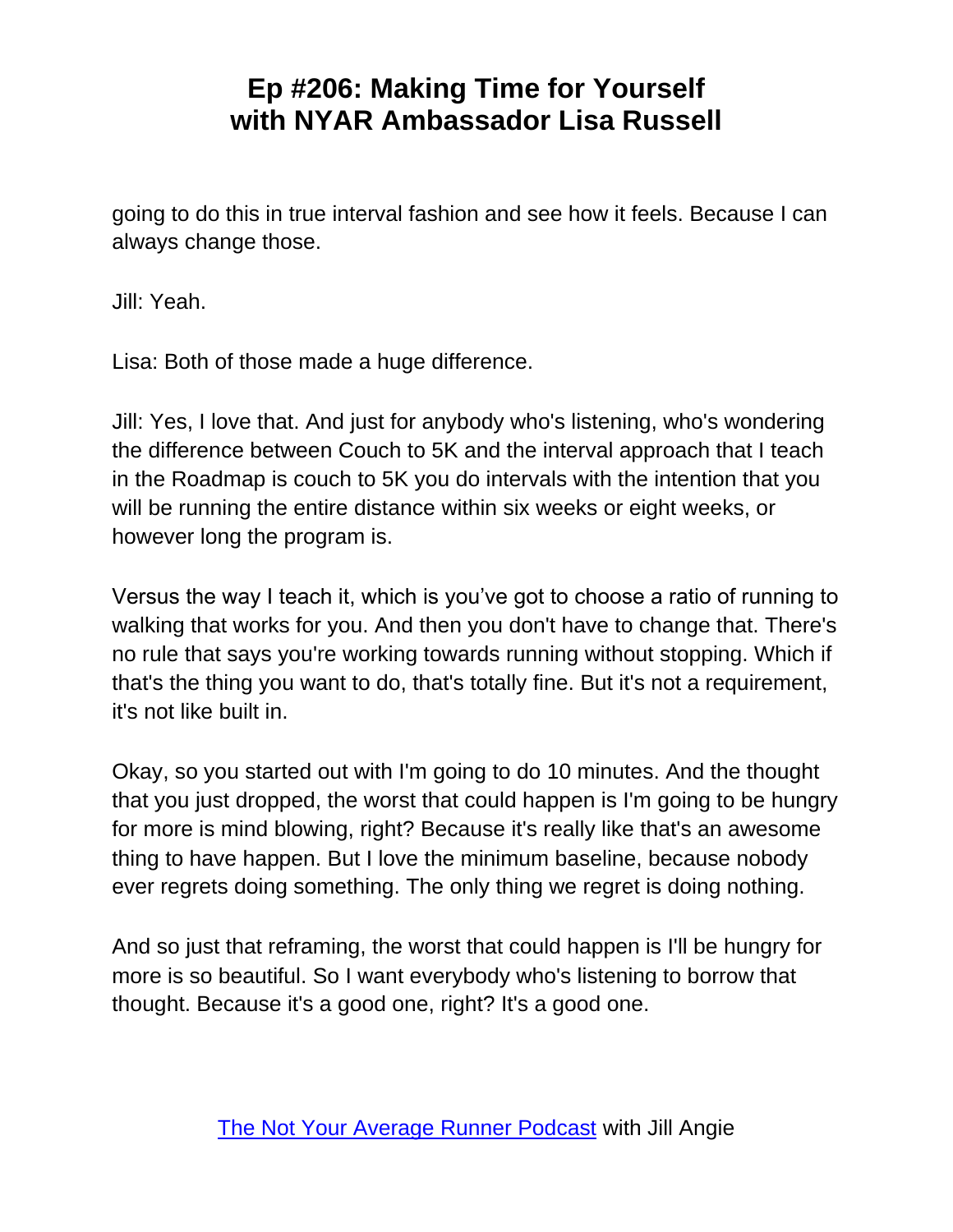going to do this in true interval fashion and see how it feels. Because I can always change those.

Jill: Yeah.

Lisa: Both of those made a huge difference.

Jill: Yes, I love that. And just for anybody who's listening, who's wondering the difference between Couch to 5K and the interval approach that I teach in the Roadmap is couch to 5K you do intervals with the intention that you will be running the entire distance within six weeks or eight weeks, or however long the program is.

Versus the way I teach it, which is you've got to choose a ratio of running to walking that works for you. And then you don't have to change that. There's no rule that says you're working towards running without stopping. Which if that's the thing you want to do, that's totally fine. But it's not a requirement, it's not like built in.

Okay, so you started out with I'm going to do 10 minutes. And the thought that you just dropped, the worst that could happen is I'm going to be hungry for more is mind blowing, right? Because it's really like that's an awesome thing to have happen. But I love the minimum baseline, because nobody ever regrets doing something. The only thing we regret is doing nothing.

And so just that reframing, the worst that could happen is I'll be hungry for more is so beautiful. So I want everybody who's listening to borrow that thought. Because it's a good one, right? It's a good one.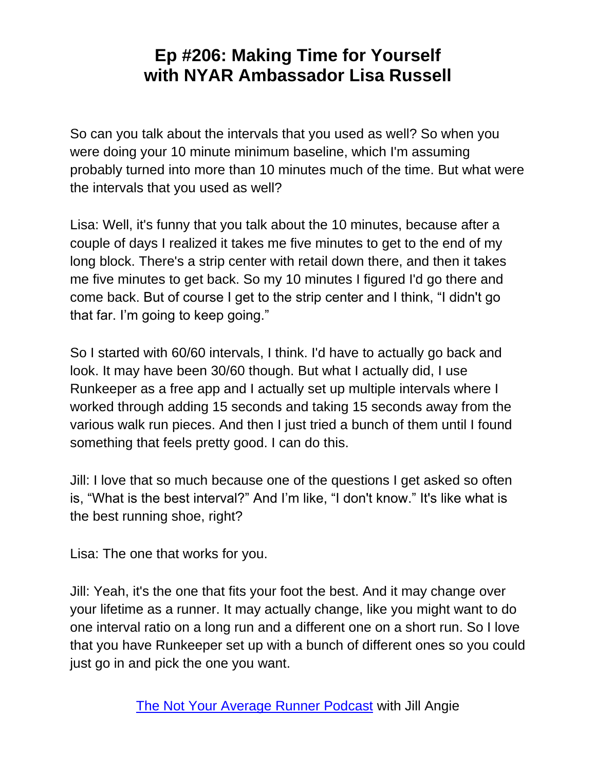So can you talk about the intervals that you used as well? So when you were doing your 10 minute minimum baseline, which I'm assuming probably turned into more than 10 minutes much of the time. But what were the intervals that you used as well?

Lisa: Well, it's funny that you talk about the 10 minutes, because after a couple of days I realized it takes me five minutes to get to the end of my long block. There's a strip center with retail down there, and then it takes me five minutes to get back. So my 10 minutes I figured I'd go there and come back. But of course I get to the strip center and I think, "I didn't go that far. I'm going to keep going."

So I started with 60/60 intervals, I think. I'd have to actually go back and look. It may have been 30/60 though. But what I actually did, I use Runkeeper as a free app and I actually set up multiple intervals where I worked through adding 15 seconds and taking 15 seconds away from the various walk run pieces. And then I just tried a bunch of them until I found something that feels pretty good. I can do this.

Jill: I love that so much because one of the questions I get asked so often is, "What is the best interval?" And I'm like, "I don't know." It's like what is the best running shoe, right?

Lisa: The one that works for you.

Jill: Yeah, it's the one that fits your foot the best. And it may change over your lifetime as a runner. It may actually change, like you might want to do one interval ratio on a long run and a different one on a short run. So I love that you have Runkeeper set up with a bunch of different ones so you could just go in and pick the one you want.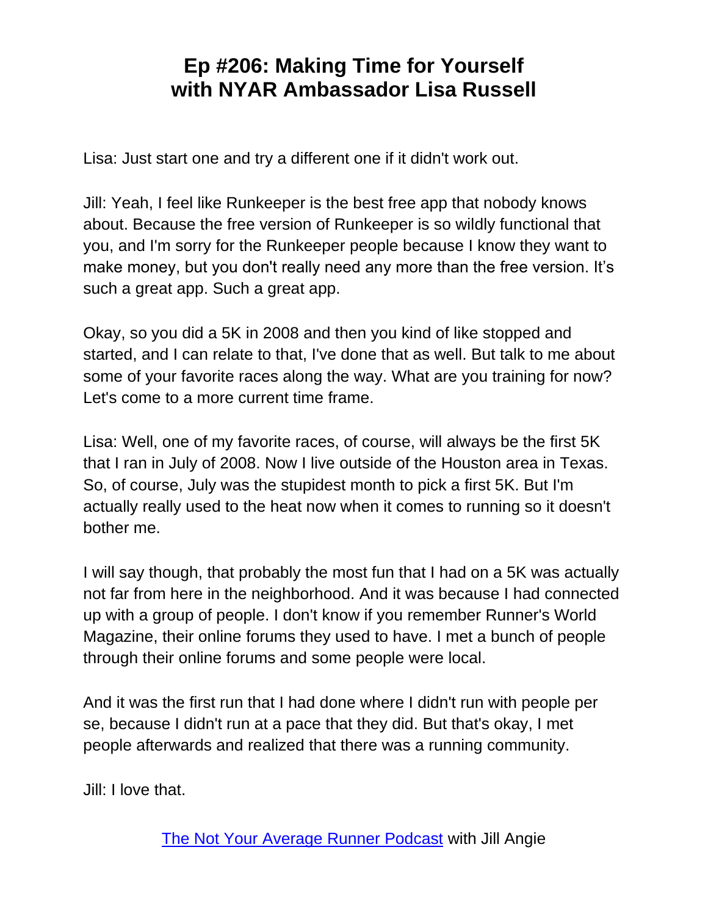# Ep #206: Making Time for Yourself with NYAR Ambassador Lisa Russell

Lisa: Just start one and try a different one if it didn't work out.

Jill: Yeah, I feel like Runkeeper is the best free app that nobody knows about. Because the free version of Runkeeper is so wildly functional that you, and I'm sorry for the Runkeeper people because I know they want to make money, but you don't really need any more than the free version. It's such a great app. Such a great app.

Okay, so you did a 5K in 2008 and then you kind of like stopped and started, and I can relate to that, I've done that as well. But talk to me about some of your favorite races along the way. What are you training for now? Let's come to a more current time frame.

Lisa: Well, one of my favorite races, of course, will always be the first 5K that I ran in July of 2008. Now I live outside of the Houston area in Texas. So, of course, July was the stupidest month to pick a first 5K. But I'm actually really used to the heat now when it comes to running so it doesn't bother me.

I will say though, that probably the most fun that I had on a 5K was actually not far from here in the neighborhood. And it was because I had connected up with a group of people. I don't know if you remember Runner's World Magazine, their online forums they used to have. I met a bunch of people through their online forums and some people were local.

And it was the first run that I had done where I didn't run with people per se, because I didn't run at a pace that they did. But that's okay, I met people afterwards and realized that there was a running community.

Jill: I love that.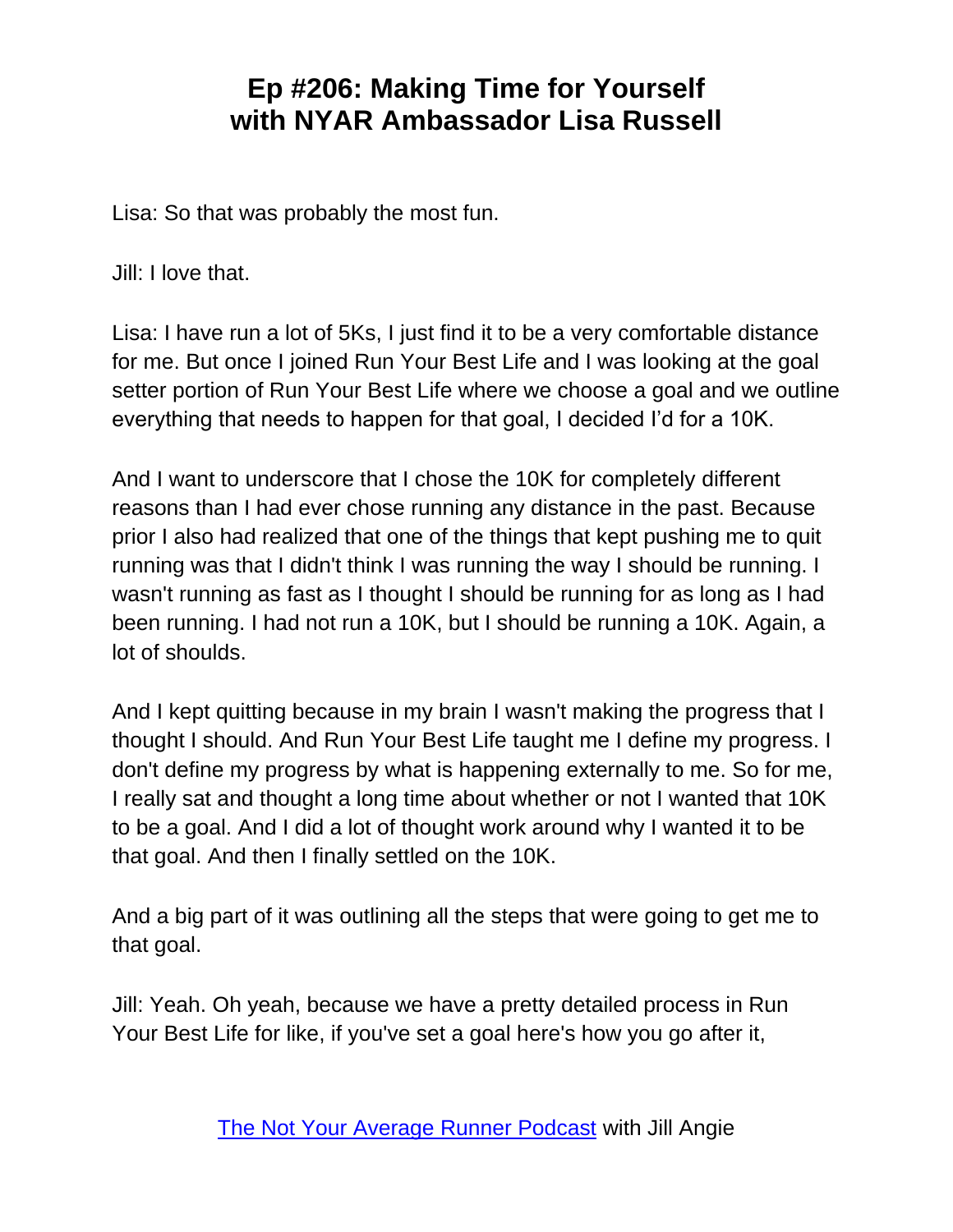Lisa: So that was probably the most fun.

Jill: I love that.

Lisa: I have run a lot of 5Ks, I just find it to be a very comfortable distance for me. But once I joined Run Your Best Life and I was looking at the goal setter portion of Run Your Best Life where we choose a goal and we outline everything that needs to happen for that goal, I decided I'd for a 10K.

And I want to underscore that I chose the 10K for completely different reasons than I had ever chose running any distance in the past. Because prior I also had realized that one of the things that kept pushing me to quit running was that I didn't think I was running the way I should be running. I wasn't running as fast as I thought I should be running for as long as I had been running. I had not run a 10K, but I should be running a 10K. Again, a lot of shoulds.

And I kept quitting because in my brain I wasn't making the progress that I thought I should. And Run Your Best Life taught me I define my progress. I don't define my progress by what is happening externally to me. So for me, I really sat and thought a long time about whether or not I wanted that 10K to be a goal. And I did a lot of thought work around why I wanted it to be that goal. And then I finally settled on the 10K.

And a big part of it was outlining all the steps that were going to get me to that goal.

Jill: Yeah. Oh yeah, because we have a pretty detailed process in Run Your Best Life for like, if you've set a goal here's how you go after it,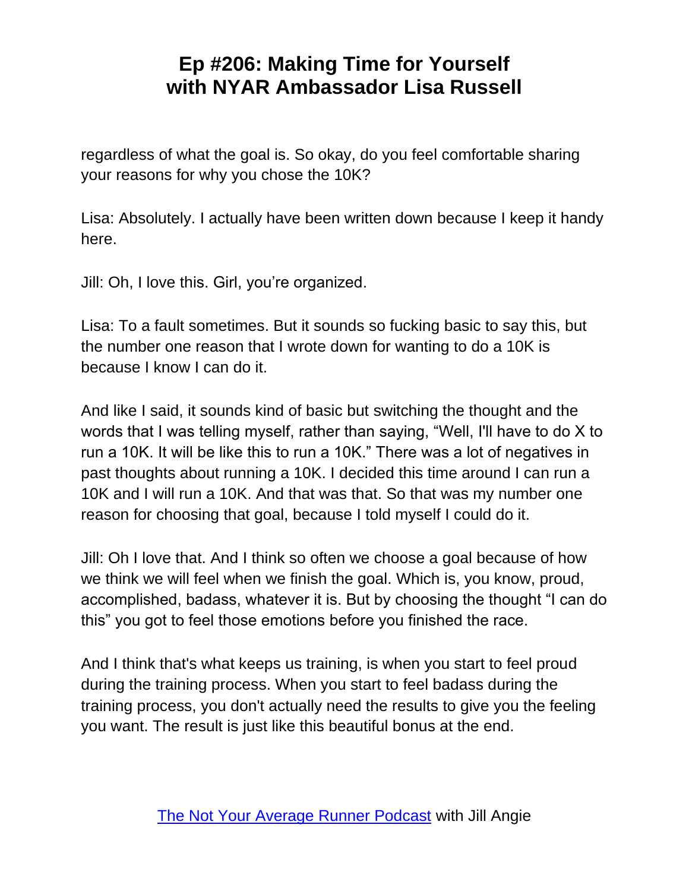regardless of what the goal is. So okay, do you feel comfortable sharing your reasons for why you chose the 10K?

Lisa: Absolutely. I actually have been written down because I keep it handy here.

Jill: Oh, I love this. Girl, you're organized.

Lisa: To a fault sometimes. But it sounds so fucking basic to say this, but the number one reason that I wrote down for wanting to do a 10K is because I know I can do it.

And like I said, it sounds kind of basic but switching the thought and the words that I was telling myself, rather than saying, "Well, I'll have to do X to run a 10K. It will be like this to run a 10K." There was a lot of negatives in past thoughts about running a 10K. I decided this time around I can run a 10K and I will run a 10K. And that was that. So that was my number one reason for choosing that goal, because I told myself I could do it.

Jill: Oh I love that. And I think so often we choose a goal because of how we think we will feel when we finish the goal. Which is, you know, proud, accomplished, badass, whatever it is. But by choosing the thought "I can do this" you got to feel those emotions before you finished the race.

And I think that's what keeps us training, is when you start to feel proud during the training process. When you start to feel badass during the training process, you don't actually need the results to give you the feeling you want. The result is just like this beautiful bonus at the end.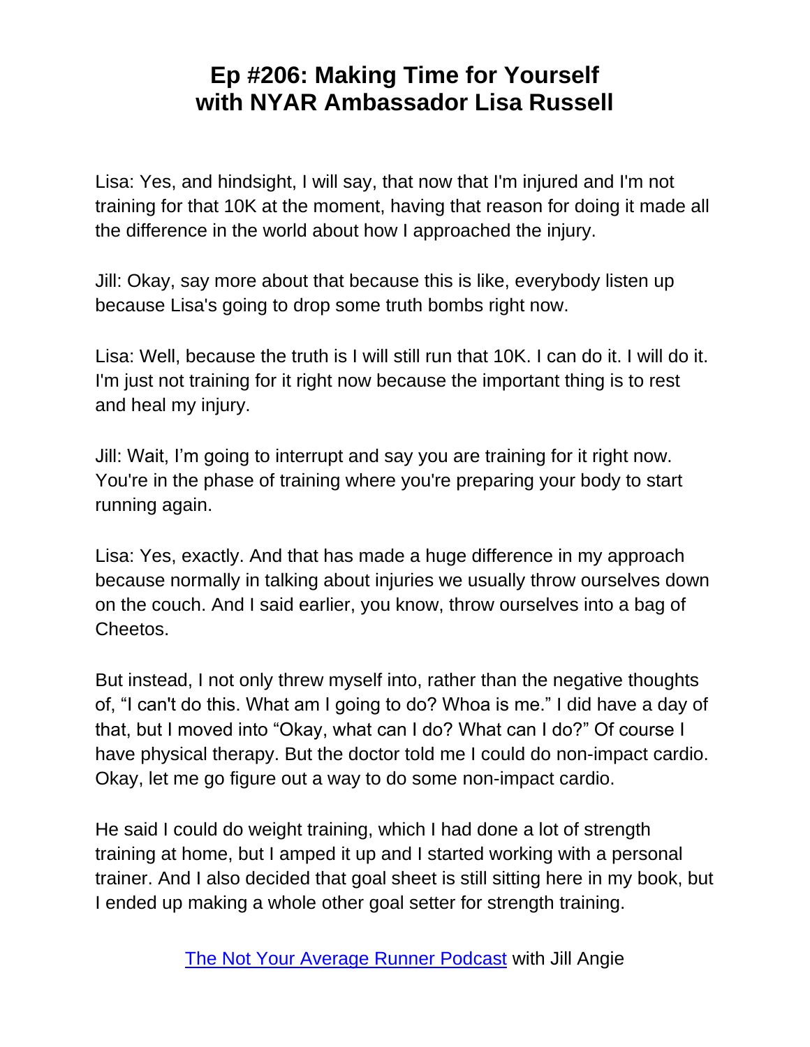Lisa: Yes, and hindsight, I will say, that now that I'm injured and I'm not training for that 10K at the moment, having that reason for doing it made all the difference in the world about how I approached the injury.

Jill: Okay, say more about that because this is like, everybody listen up because Lisa's going to drop some truth bombs right now.

Lisa: Well, because the truth is I will still run that 10K. I can do it. I will do it. I'm just not training for it right now because the important thing is to rest and heal my injury.

Jill: Wait, I'm going to interrupt and say you are training for it right now. You're in the phase of training where you're preparing your body to start running again.

Lisa: Yes, exactly. And that has made a huge difference in my approach because normally in talking about injuries we usually throw ourselves down on the couch. And I said earlier, you know, throw ourselves into a bag of Cheetos.

But instead, I not only threw myself into, rather than the negative thoughts of, "I can't do this. What am I going to do? Whoa is me." I did have a day of that, but I moved into "Okay, what can I do? What can I do?" Of course I have physical therapy. But the doctor told me I could do non-impact cardio. Okay, let me go figure out a way to do some non-impact cardio.

He said I could do weight training, which I had done a lot of strength training at home, but I amped it up and I started working with a personal trainer. And I also decided that goal sheet is still sitting here in my book, but I ended up making a whole other goal setter for strength training.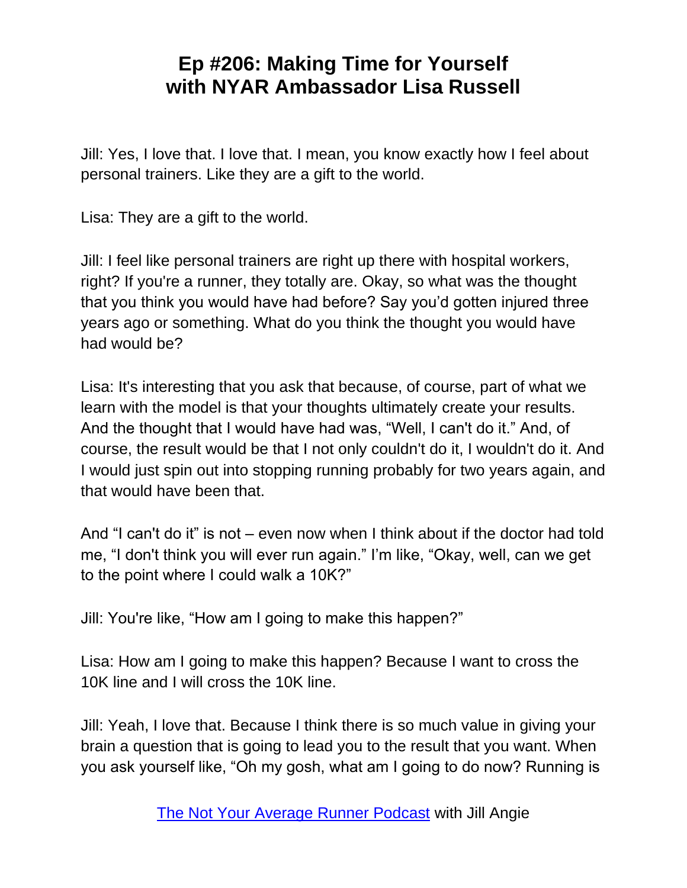Jill: Yes, I love that. I love that. I mean, you know exactly how I feel about personal trainers. Like they are a gift to the world.

Lisa: They are a gift to the world.

Jill: I feel like personal trainers are right up there with hospital workers, right? If you're a runner, they totally are. Okay, so what was the thought that you think you would have had before? Say you'd gotten injured three years ago or something. What do you think the thought you would have had would be?

Lisa: It's interesting that you ask that because, of course, part of what we learn with the model is that your thoughts ultimately create your results. And the thought that I would have had was, "Well, I can't do it." And, of course, the result would be that I not only couldn't do it, I wouldn't do it. And I would just spin out into stopping running probably for two years again, and that would have been that.

And "I can't do it" is not – even now when I think about if the doctor had told me, "I don't think you will ever run again." I'm like, "Okay, well, can we get to the point where I could walk a 10K?"

Jill: You're like, "How am I going to make this happen?"

Lisa: How am I going to make this happen? Because I want to cross the 10K line and I will cross the 10K line.

Jill: Yeah, I love that. Because I think there is so much value in giving your brain a question that is going to lead you to the result that you want. When you ask yourself like, "Oh my gosh, what am I going to do now? Running is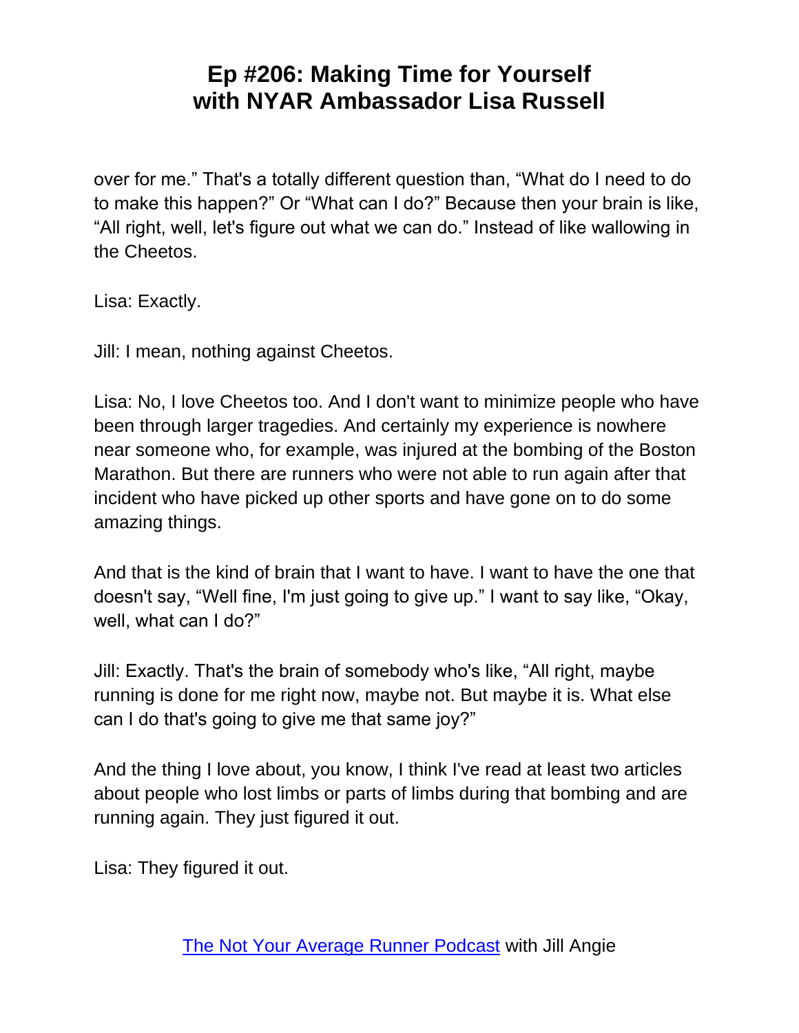over for me." That's a totally different question than, "What do I need to do to make this happen?" Or "What can I do?" Because then your brain is like, "All right, well, let's figure out what we can do." Instead of like wallowing in the Cheetos.

Lisa: Exactly.

Jill: I mean, nothing against Cheetos.

Lisa: No, I love Cheetos too. And I don't want to minimize people who have been through larger tragedies. And certainly my experience is nowhere near someone who, for example, was injured at the bombing of the Boston Marathon. But there are runners who were not able to run again after that incident who have picked up other sports and have gone on to do some amazing things.

And that is the kind of brain that I want to have. I want to have the one that doesn't say, "Well fine, I'm just going to give up." I want to say like, "Okay, well, what can I do?"

Jill: Exactly. That's the brain of somebody who's like, "All right, maybe running is done for me right now, maybe not. But maybe it is. What else can I do that's going to give me that same joy?"

And the thing I love about, you know, I think I've read at least two articles about people who lost limbs or parts of limbs during that bombing and are running again. They just figured it out.

Lisa: They figured it out.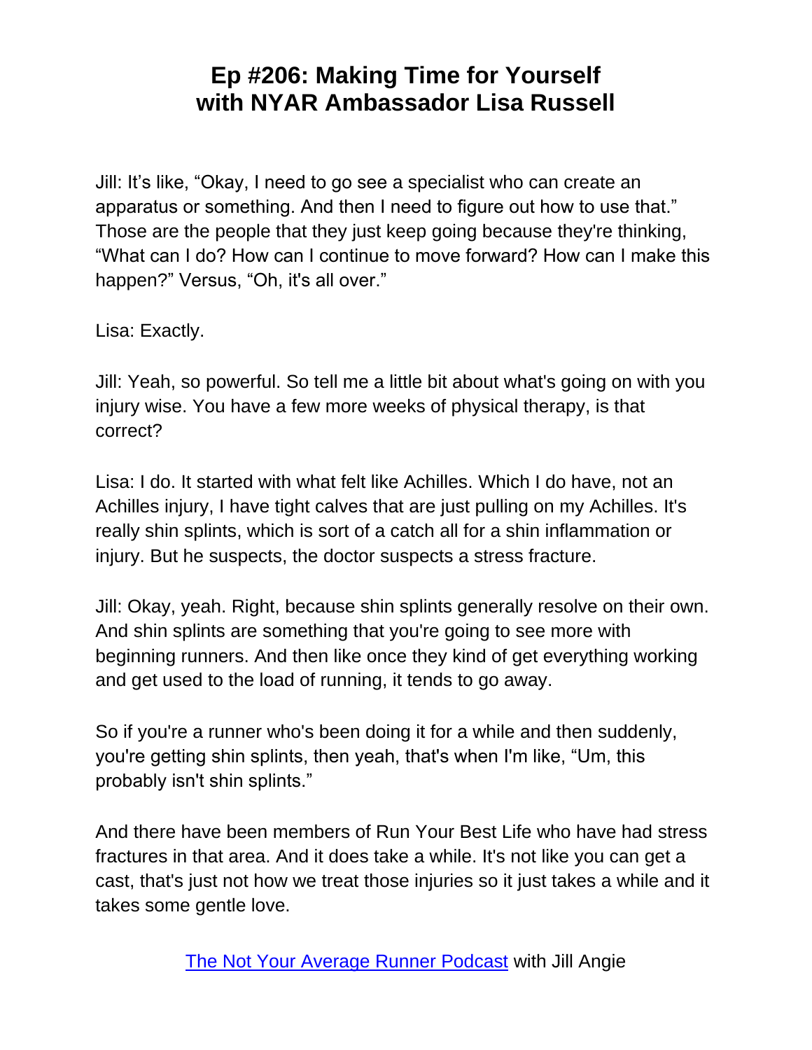Jill: It's like, "Okay, I need to go see a specialist who can create an apparatus or something. And then I need to figure out how to use that." Those are the people that they just keep going because they're thinking, "What can I do? How can I continue to move forward? How can I make this happen?" Versus, "Oh, it's all over."

Lisa: Exactly.

Jill: Yeah, so powerful. So tell me a little bit about what's going on with you injury wise. You have a few more weeks of physical therapy, is that correct?

Lisa: I do. It started with what felt like Achilles. Which I do have, not an Achilles injury, I have tight calves that are just pulling on my Achilles. It's really shin splints, which is sort of a catch all for a shin inflammation or injury. But he suspects, the doctor suspects a stress fracture.

Jill: Okay, yeah. Right, because shin splints generally resolve on their own. And shin splints are something that you're going to see more with beginning runners. And then like once they kind of get everything working and get used to the load of running, it tends to go away.

So if you're a runner who's been doing it for a while and then suddenly, you're getting shin splints, then yeah, that's when I'm like, "Um, this probably isn't shin splints."

And there have been members of Run Your Best Life who have had stress fractures in that area. And it does take a while. It's not like you can get a cast, that's just not how we treat those injuries so it just takes a while and it takes some gentle love.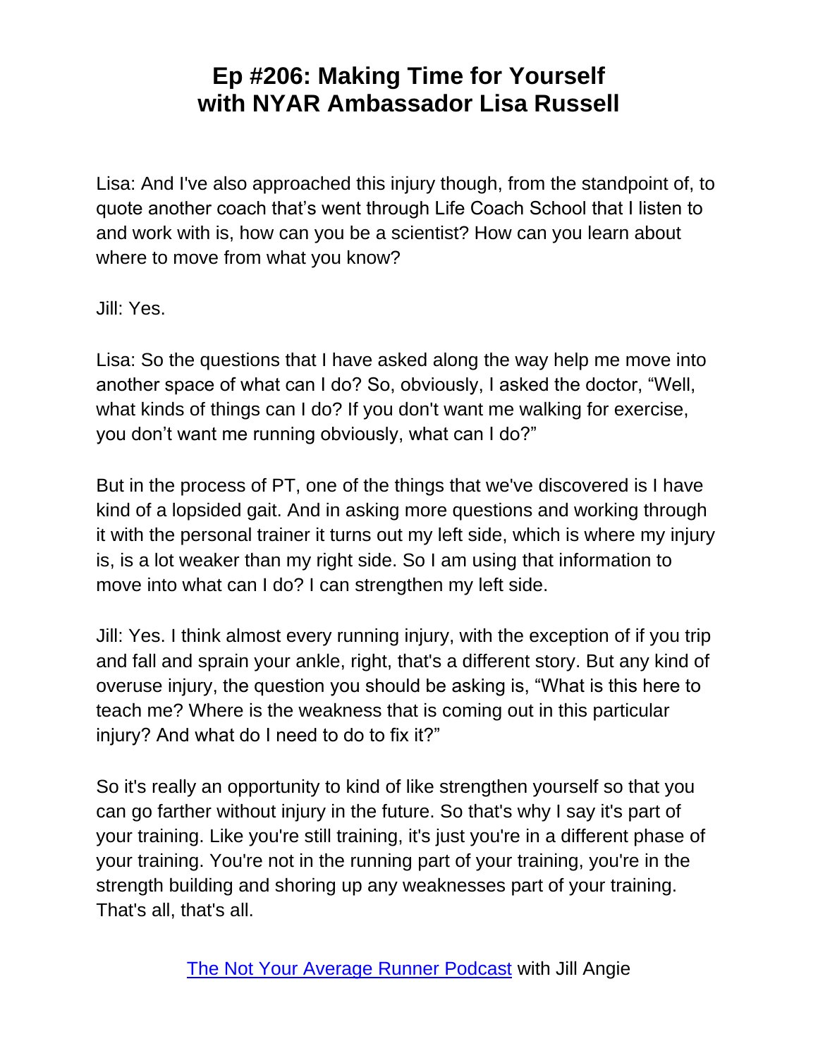Lisa: And I've also approached this injury though, from the standpoint of, to quote another coach that's went through Life Coach School that I listen to and work with is, how can you be a scientist? How can you learn about where to move from what you know?

Jill: Yes.

Lisa: So the questions that I have asked along the way help me move into another space of what can I do? So, obviously, I asked the doctor, "Well, what kinds of things can I do? If you don't want me walking for exercise, you don't want me running obviously, what can I do?"

But in the process of PT, one of the things that we've discovered is I have kind of a lopsided gait. And in asking more questions and working through it with the personal trainer it turns out my left side, which is where my injury is, is a lot weaker than my right side. So I am using that information to move into what can I do? I can strengthen my left side.

Jill: Yes. I think almost every running injury, with the exception of if you trip and fall and sprain your ankle, right, that's a different story. But any kind of overuse injury, the question you should be asking is, "What is this here to teach me? Where is the weakness that is coming out in this particular injury? And what do I need to do to fix it?"

So it's really an opportunity to kind of like strengthen yourself so that you can go farther without injury in the future. So that's why I say it's part of your training. Like you're still training, it's just you're in a different phase of your training. You're not in the running part of your training, you're in the strength building and shoring up any weaknesses part of your training. That's all, that's all.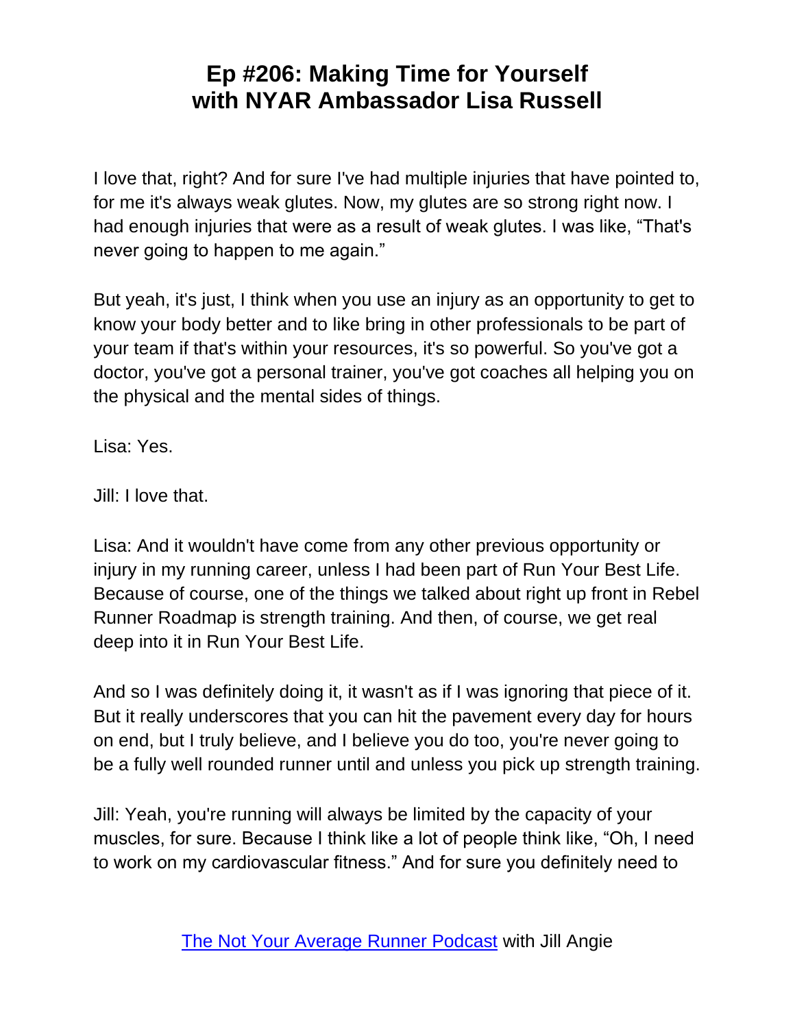I love that, right? And for sure I've had multiple injuries that have pointed to, for me it's always weak glutes. Now, my glutes are so strong right now. I had enough injuries that were as a result of weak glutes. I was like, "That's never going to happen to me again."

But yeah, it's just, I think when you use an injury as an opportunity to get to know your body better and to like bring in other professionals to be part of your team if that's within your resources, it's so powerful. So you've got a doctor, you've got a personal trainer, you've got coaches all helping you on the physical and the mental sides of things.

Lisa: Yes.

Jill: I love that.

Lisa: And it wouldn't have come from any other previous opportunity or injury in my running career, unless I had been part of Run Your Best Life. Because of course, one of the things we talked about right up front in Rebel Runner Roadmap is strength training. And then, of course, we get real deep into it in Run Your Best Life.

And so I was definitely doing it, it wasn't as if I was ignoring that piece of it. But it really underscores that you can hit the pavement every day for hours on end, but I truly believe, and I believe you do too, you're never going to be a fully well rounded runner until and unless you pick up strength training.

Jill: Yeah, you're running will always be limited by the capacity of your muscles, for sure. Because I think like a lot of people think like, "Oh, I need to work on my cardiovascular fitness." And for sure you definitely need to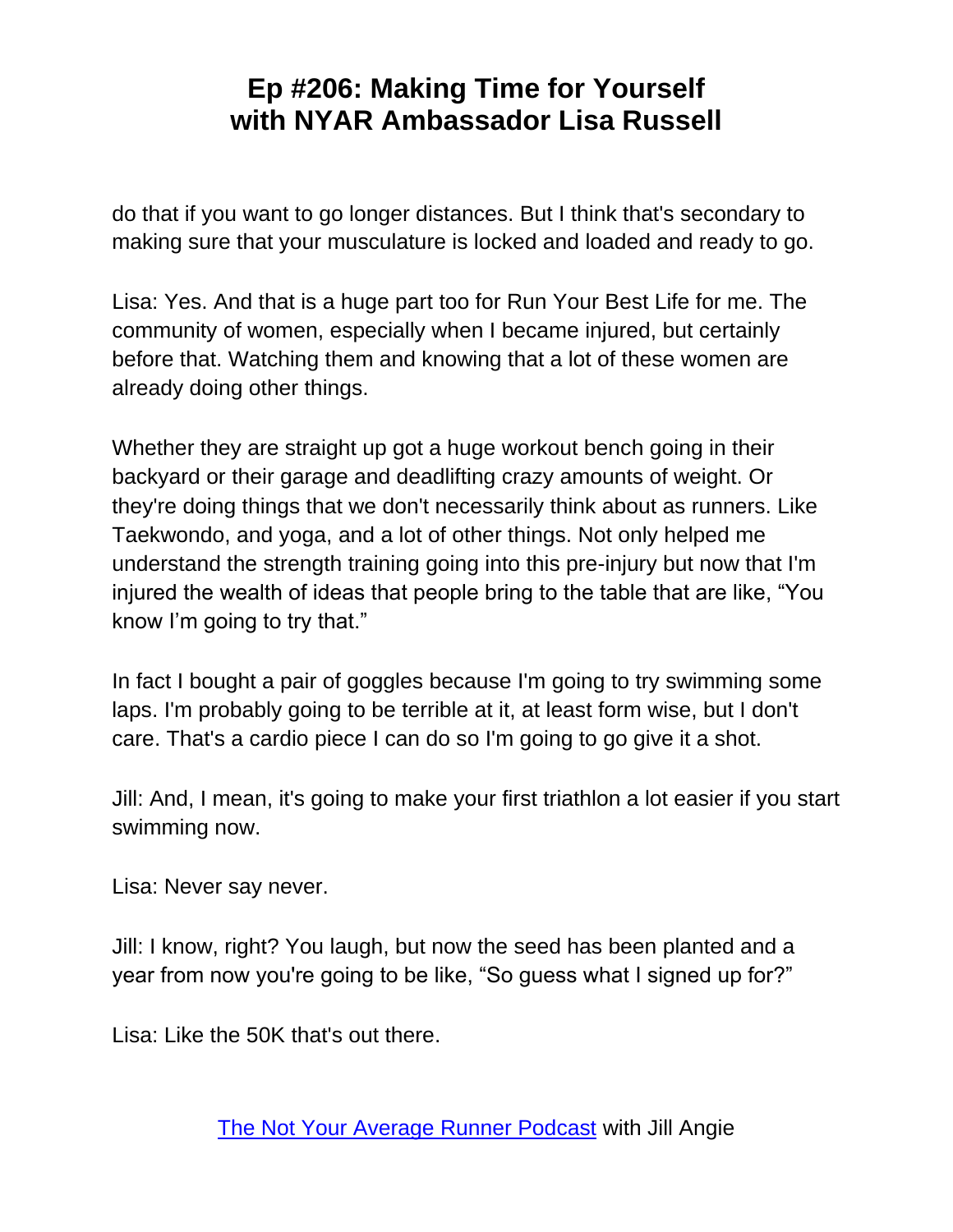do that if you want to go longer distances. But I think that's secondary to making sure that your musculature is locked and loaded and ready to go.

Lisa: Yes. And that is a huge part too for Run Your Best Life for me. The community of women, especially when I became injured, but certainly before that. Watching them and knowing that a lot of these women are already doing other things.

Whether they are straight up got a huge workout bench going in their backyard or their garage and deadlifting crazy amounts of weight. Or they're doing things that we don't necessarily think about as runners. Like Taekwondo, and yoga, and a lot of other things. Not only helped me understand the strength training going into this pre-injury but now that I'm injured the wealth of ideas that people bring to the table that are like, "You know I'm going to try that."

In fact I bought a pair of goggles because I'm going to try swimming some laps. I'm probably going to be terrible at it, at least form wise, but I don't care. That's a cardio piece I can do so I'm going to go give it a shot.

Jill: And, I mean, it's going to make your first triathlon a lot easier if you start swimming now.

Lisa: Never say never.

Jill: I know, right? You laugh, but now the seed has been planted and a year from now you're going to be like, "So guess what I signed up for?"

Lisa: Like the 50K that's out there.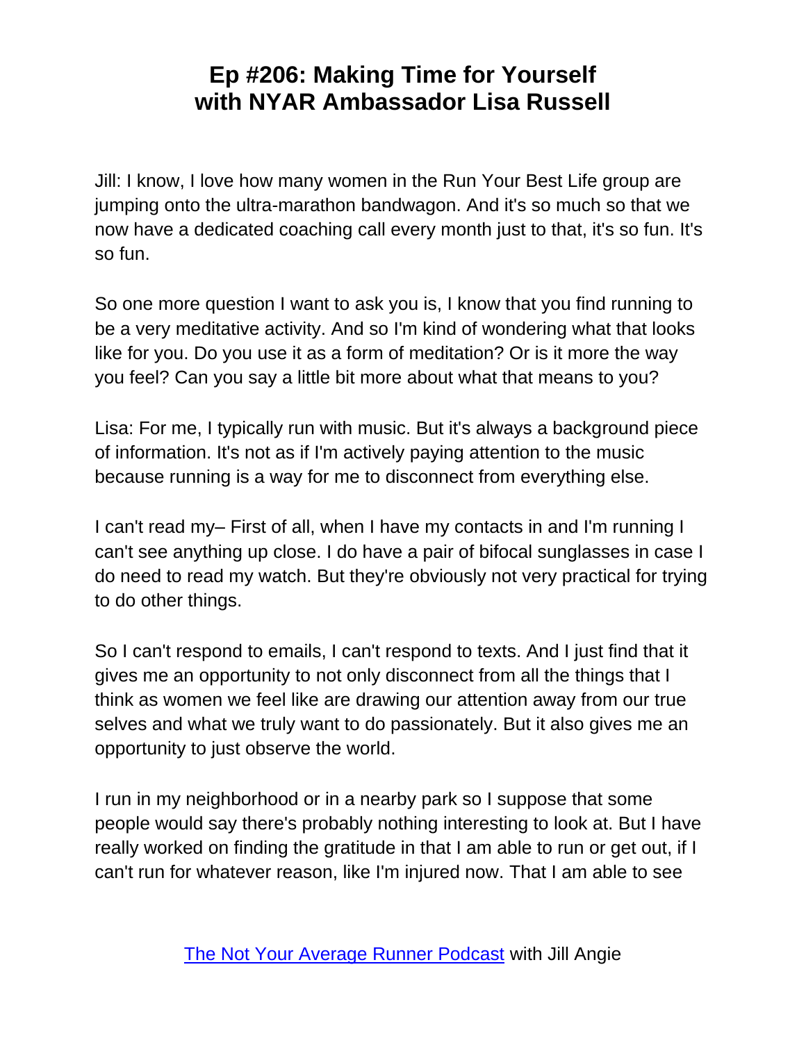Jill: I know, I love how many women in the Run Your Best Life group are jumping onto the ultra-marathon bandwagon. And it's so much so that we now have a dedicated coaching call every month just to that, it's so fun. It's so fun.

So one more question I want to ask you is, I know that you find running to be a very meditative activity. And so I'm kind of wondering what that looks like for you. Do you use it as a form of meditation? Or is it more the way you feel? Can you say a little bit more about what that means to you?

Lisa: For me, I typically run with music. But it's always a background piece of information. It's not as if I'm actively paying attention to the music because running is a way for me to disconnect from everything else.

I can't read my– First of all, when I have my contacts in and I'm running I can't see anything up close. I do have a pair of bifocal sunglasses in case I do need to read my watch. But they're obviously not very practical for trying to do other things.

So I can't respond to emails, I can't respond to texts. And I just find that it gives me an opportunity to not only disconnect from all the things that I think as women we feel like are drawing our attention away from our true selves and what we truly want to do passionately. But it also gives me an opportunity to just observe the world.

I run in my neighborhood or in a nearby park so I suppose that some people would say there's probably nothing interesting to look at. But I have really worked on finding the gratitude in that I am able to run or get out, if I can't run for whatever reason, like I'm injured now. That I am able to see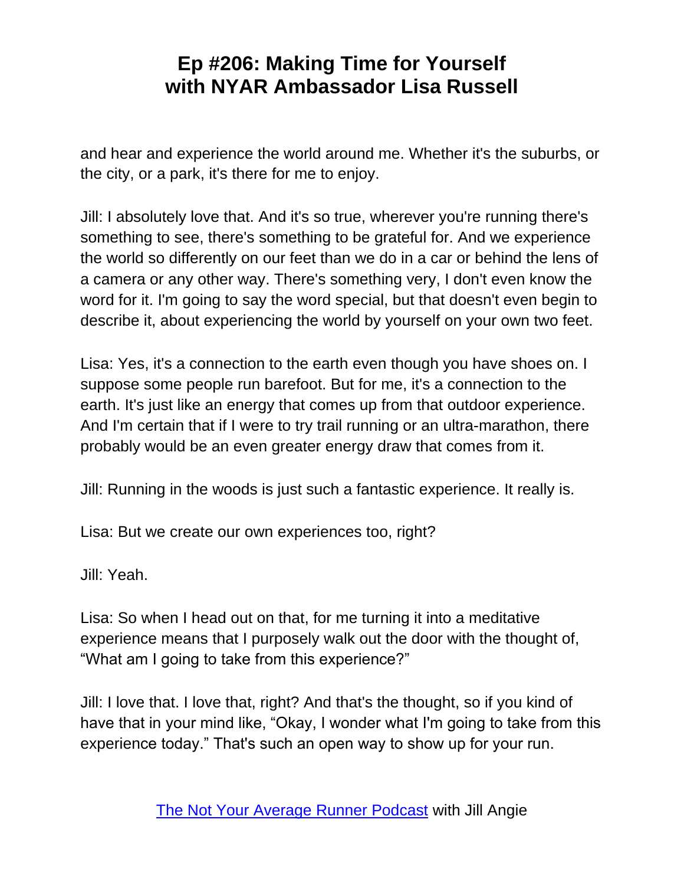and hear and experience the world around me. Whether it's the suburbs, or the city, or a park, it's there for me to enjoy.

Jill: I absolutely love that. And it's so true, wherever you're running there's something to see, there's something to be grateful for. And we experience the world so differently on our feet than we do in a car or behind the lens of a camera or any other way. There's something very, I don't even know the word for it. I'm going to say the word special, but that doesn't even begin to describe it, about experiencing the world by yourself on your own two feet.

Lisa: Yes, it's a connection to the earth even though you have shoes on. I suppose some people run barefoot. But for me, it's a connection to the earth. It's just like an energy that comes up from that outdoor experience. And I'm certain that if I were to try trail running or an ultra-marathon, there probably would be an even greater energy draw that comes from it.

Jill: Running in the woods is just such a fantastic experience. It really is.

Lisa: But we create our own experiences too, right?

Jill: Yeah.

Lisa: So when I head out on that, for me turning it into a meditative experience means that I purposely walk out the door with the thought of, "What am I going to take from this experience?"

Jill: I love that. I love that, right? And that's the thought, so if you kind of have that in your mind like, "Okay, I wonder what I'm going to take from this experience today." That's such an open way to show up for your run.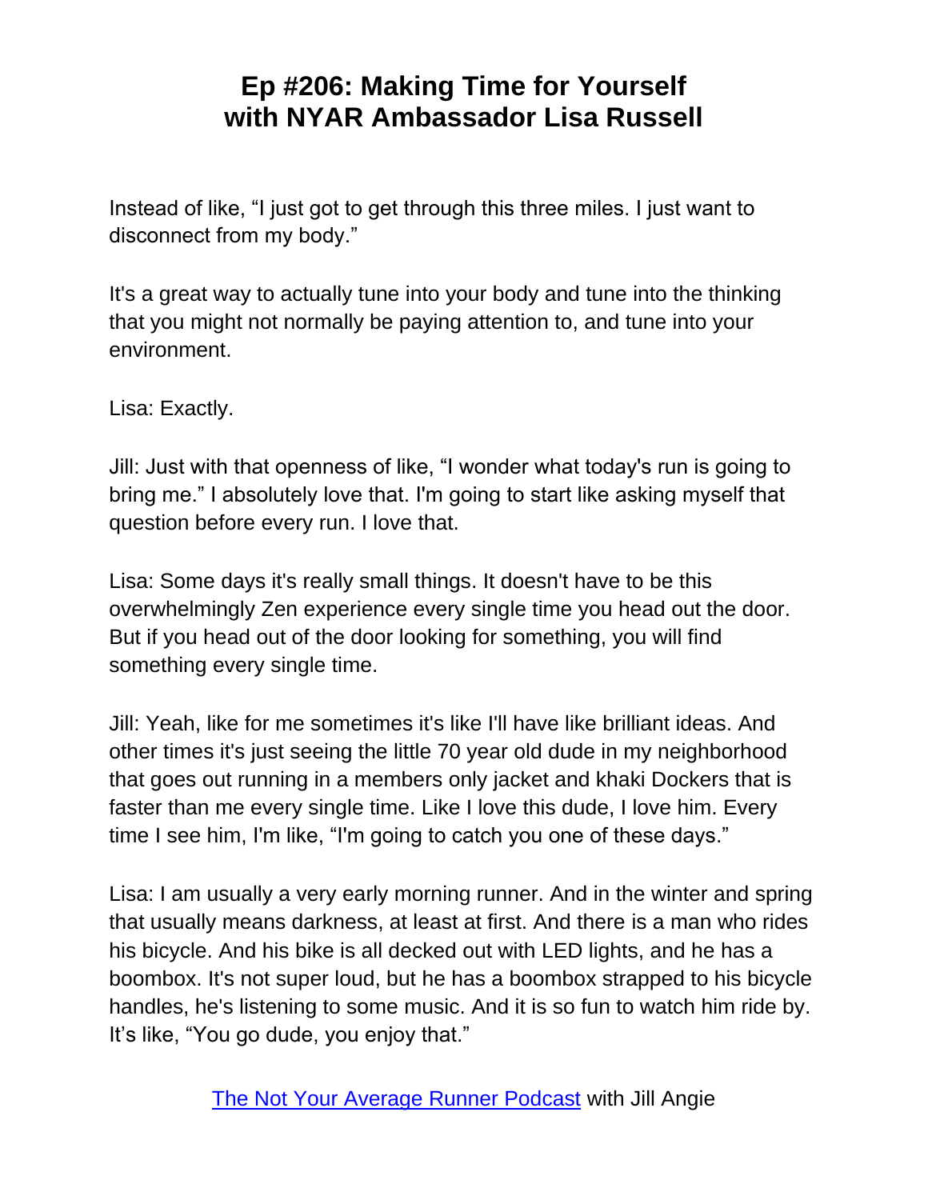Instead of like, "I just got to get through this three miles. I just want to disconnect from my body."

It's a great way to actually tune into your body and tune into the thinking that you might not normally be paying attention to, and tune into your environment.

Lisa: Exactly.

Jill: Just with that openness of like, "I wonder what today's run is going to bring me." I absolutely love that. I'm going to start like asking myself that question before every run. I love that.

Lisa: Some days it's really small things. It doesn't have to be this overwhelmingly Zen experience every single time you head out the door. But if you head out of the door looking for something, you will find something every single time.

Jill: Yeah, like for me sometimes it's like I'll have like brilliant ideas. And other times it's just seeing the little 70 year old dude in my neighborhood that goes out running in a members only jacket and khaki Dockers that is faster than me every single time. Like I love this dude, I love him. Every time I see him, I'm like, "I'm going to catch you one of these days."

Lisa: I am usually a very early morning runner. And in the winter and spring that usually means darkness, at least at first. And there is a man who rides his bicycle. And his bike is all decked out with LED lights, and he has a boombox. It's not super loud, but he has a boombox strapped to his bicycle handles, he's listening to some music. And it is so fun to watch him ride by. It's like, "You go dude, you enjoy that."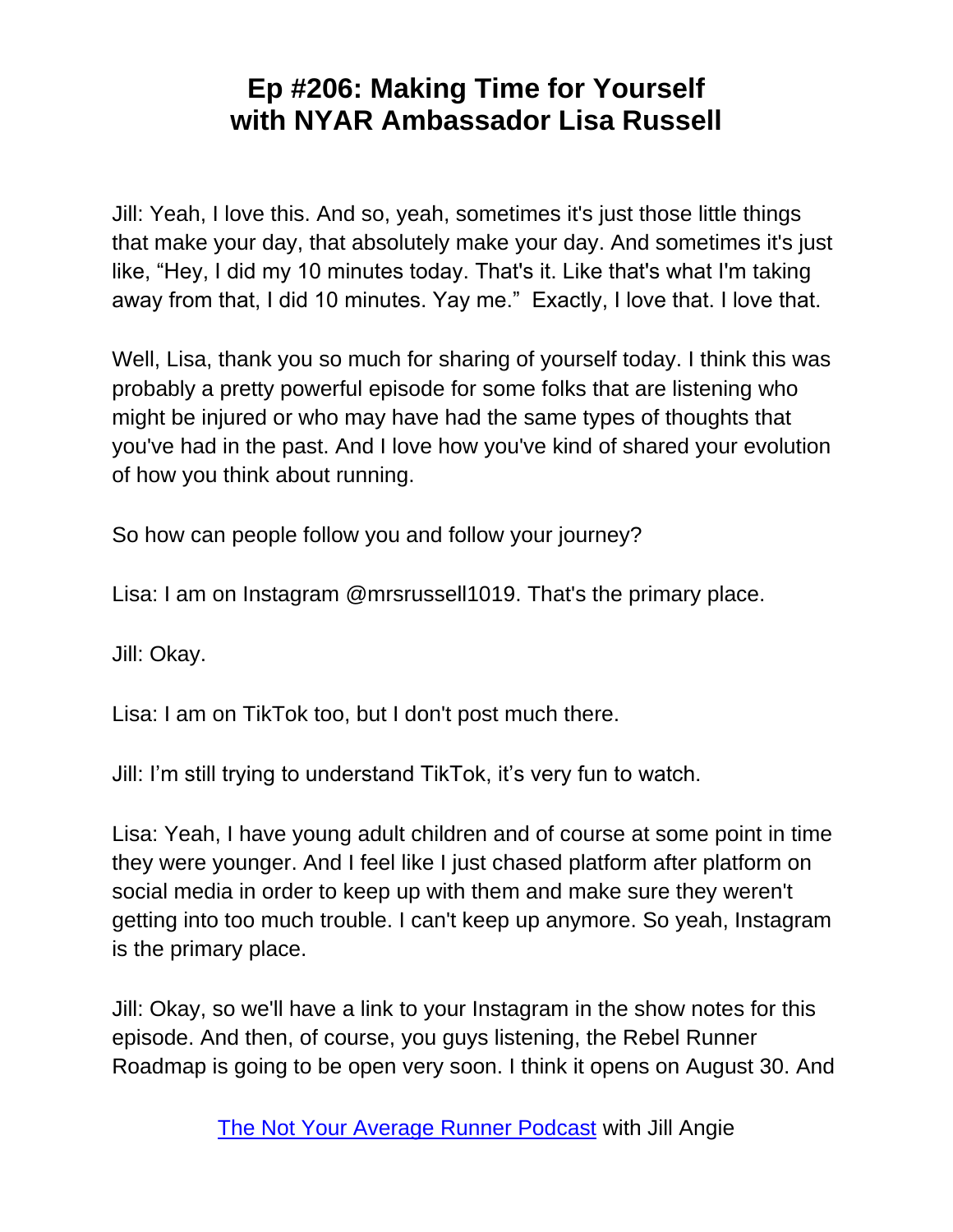Jill: Yeah, I love this. And so, yeah, sometimes it's just those little things that make your day, that absolutely make your day. And sometimes it's just like, “Hey, I did my 10 minutes today. That's it. Like that's what I'm taking away from that, I did 10 minutes. Yay me.” Exactly, I love that. I love that.

Well, Lisa, thank you so much for sharing of yourself today. I think this was probably a pretty powerful episode for some folks that are listening who might be injured or who may have had the same types of thoughts that you've had in the past. And I love how you've kind of shared your evolution of how you think about running.

So how can people follow you and follow your journey?

Lisa: I am on Instagram @mrsrussell1019. That's the primary place.

Jill: Okay.

Lisa: I am on TikTok too, but I don't post much there.

Jill: I’m still trying to understand TikTok, it’s very fun to watch.

Lisa: Yeah, I have young adult children and of course at some point in time they were younger. And I feel like I just chased platform after platform on social media in order to keep up with them and make sure they weren't getting into too much trouble. I can't keep up anymore. So yeah, Instagram is the primary place.

Jill: Okay, so we'll have a link to your Instagram in the show notes for this episode. And then, of course, you guys listening, the Rebel Runner Roadmap is going to be open very soon. I think it opens on August 30. And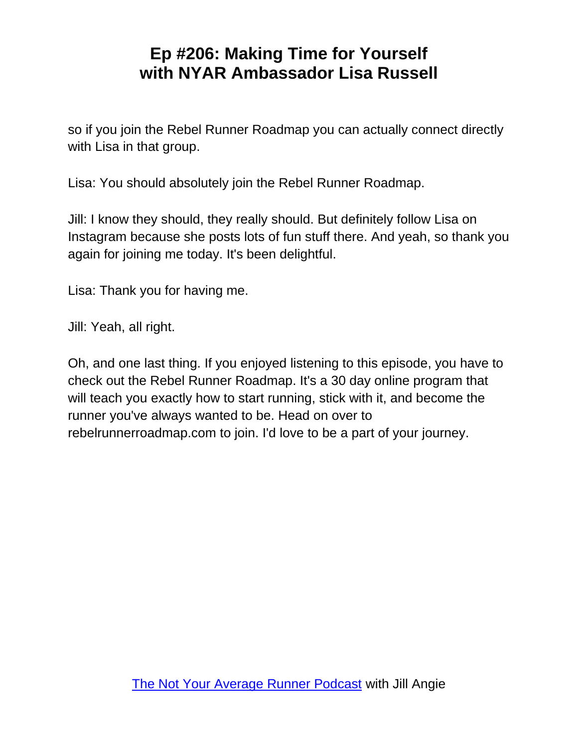so if you join the Rebel Runner Roadmap you can actually connect directly with Lisa in that group.

Lisa: You should absolutely join the Rebel Runner Roadmap.

Jill: I know they should, they really should. But definitely follow Lisa on Instagram because she posts lots of fun stuff there. And yeah, so thank you again for joining me today. It's been delightful.

Lisa: Thank you for having me.

Jill: Yeah, all right.

Oh, and one last thing. If you enjoyed listening to this episode, you have to check out the Rebel Runner Roadmap. It's a 30 day online program that will teach you exactly how to start running, stick with it, and become the runner you've always wanted to be. Head on over to rebelrunnerroadmap.com to join. I'd love to be a part of your journey.